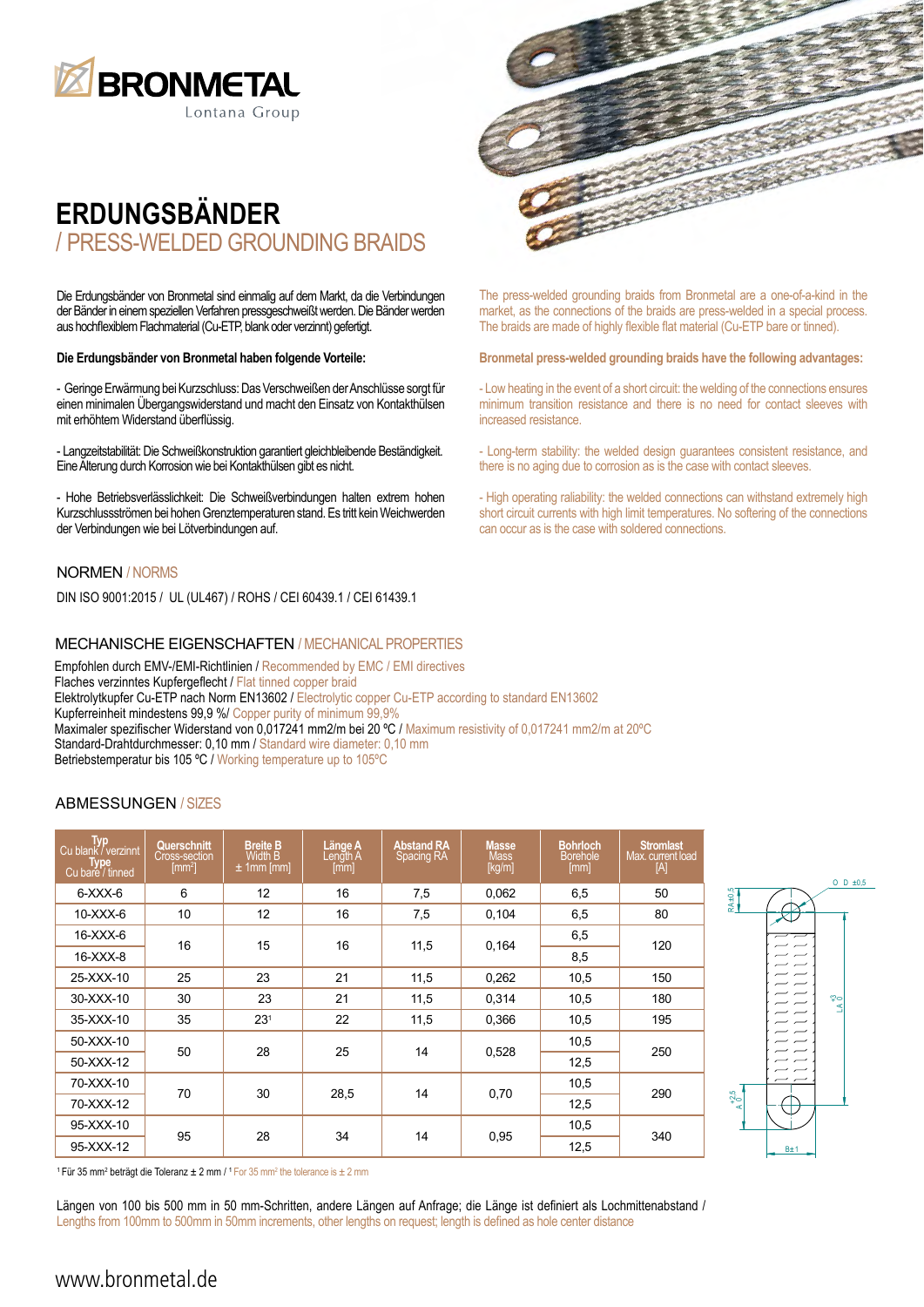# ERDUNGSBÄNDER / PRESS-WELDED GROUNDING BRAIDS

Die Erdungsbänder von Bronmetal sind einmalig auf dem Markt, da die Verbindungen der Bänder in einem speziellen Verfahren pressgeschweißt werden. Die Bänder werden aus hochflexiblem Flachmaterial (Cu-ETP, blank oder verzinnt) gefertigt.

**Die Erdungsbänder von Bronmetal haben folgende Vorteile:**

- Geringe Erwärmung bei Kurzschluss: Das Verschweißen der Anschlüsse sorgt für einen minimalen Übergangswiderstand und macht den Einsatz von Kontakthülsen mit erhöhtem Widerstand überflüssig.

- Langzeitstabilität: Die Schweißkonstruktion garantiert gleichbleibende Beständigkeit. Eine Alterung durch Korrosion wie bei Kontakthülsen gibt es nicht.

- Hohe Betriebsverlässlichkeit: Die Schweißverbindungen halten extrem hohen Kurzschlussströmen bei hohen Grenztemperaturen stand. Es tritt kein Weichwerden der Verbindungen wie bei Lötverbindungen auf.

The press-welded grounding braids from Bronmetal are a one-of-a-kind in the market, as the connections of the braids are press-welded in a special process. The braids are made of highly flexible flat material (Cu-ETP bare or tinned).

**Bronmetal press-welded grounding braids have the following advantages:**

- Low heating in the event of a short circuit: the welding of the connections ensures minimum transition resistance and there is no need for contact sleeves with increased resistance.

- Long-term stability: the welded design guarantees consistent resistance, and there is no aging due to corrosion as is the case with contact sleeves.

- High operating raliability: the welded connections can withstand extremely high short circuit currents with high limit temperatures. No softering of the connections can occur as is the case with soldered connections.

## NORMEN / NORMS

DIN ISO 9001:2015 / UL (UL467) / ROHS / CEI 60439.1 / CEI 61439.1

## MECHANISCHE EIGENSCHAFTEN / MECHANICAL PROPERTIES

Empfohlen durch EMV-/EMI-Richtlinien / Recommended by EMC / EMI directives
Flaches verzinntes Kupfergeflecht / Flat tinned copper braid
Elektrolytkupfer Cu-ETP nach Norm EN13602 / Electrolytic copper Cu-ETP according to standard EN13602
Kupferreinheit mindestens 99,9 %/ Copper purity of minimum 99,9%
Maximaler spezifischer Widerstand von 0,017241 mm2/m bei 20 ºC / Maximum resistivity of 0,017241 mm2/m at 20ºC
Standard-Drahtdurchmesser: 0,10 mm / Standard wire diameter: 0,10 mm
Betriebstemperatur bis 105 ºC / Working temperature up to 105ºC

## ABMESSUNGEN / SIZES

| Typ Cu blank / verzinnt Type Cu bare / tinned | Querschnitt Cross-section [mm²] | Breite B Width B ± 1mm [mm] | Länge A Length A [mm] | Abstand RA Spacing RA | Masse Mass [kg/m] | Bohrloch Borehole [mm] | Stromlast Max. current load [A] |
|---|---|---|---|---|---|---|---|
| 6-XXX-6 | 6 | 12 | 16 | 7,5 | 0,062 | 6,5 | 50 |
| 10-XXX-6 | 10 | 12 | 16 | 7,5 | 0,104 | 6,5 | 80 |
| 16-XXX-6 | 16 | 15 | 16 | 11,5 | 0,164 | 6,5 | 120 |
| 16-XXX-8 | | | | | | 8,5 | |
| 25-XXX-10 | 25 | 23 | 21 | 11,5 | 0,262 | 10,5 | 150 |
| 30-XXX-10 | 30 | 23 | 21 | 11,5 | 0,314 | 10,5 | 180 |
| 35-XXX-10 | 35 | 23[1] | 22 | 11,5 | 0,366 | 10,5 | 195 |
| 50-XXX-10 | 50 | 28 | 25 | 14 | 0,528 | 10,5 | 250 |
| 50-XXX-12 | | | | | | 12,5 | |
| 70-XXX-10 | 70 | 30 | 28,5 | 14 | 0,70 | 10,5 | 290 |
| 70-XXX-12 | | | | | | 12,5 | |
| 95-XXX-10 | 95 | 28 | 34 | 14 | 0,95 | 10,5 | 340 |
| 95-XXX-12 | | | | | | 12,5 | |

[1] Für 35 mm² beträgt die Toleranz ± 2 mm / [1] For 35 mm² the tolerance is ± 2 mm

Längen von 100 bis 500 mm in 50 mm-Schritten, andere Längen auf Anfrage; die Länge ist definiert als Lochmittenabstand / Lengths from 100mm to 500mm in 50mm increments, other lengths on request; length is defined as hole center distance

www.bronmetal.de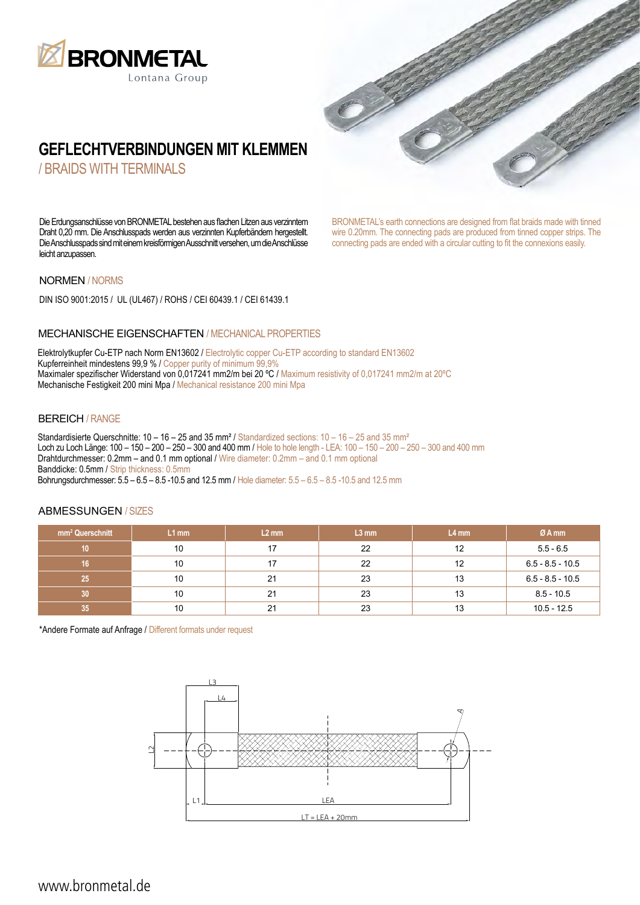# GEFLECHTVERBINDUNGEN MIT KLEMMEN
## / BRAIDS WITH TERMINALS

Die Erdungsanschlüsse von BRONMETAL bestehen aus flachen Litzen aus verzinntem Draht 0,20 mm. Die Anschlusspads werden aus verzinnten Kupferbändern hergestellt. Die Anschlusspads sind mit einem kreisförmigen Ausschnitt versehen, um die Anschlüsse leicht anzupassen.

BRONMETAL's earth connections are designed from flat braids made with tinned wire 0.20mm. The connecting pads are produced from tinned copper strips. The connecting pads are ended with a circular cutting to fit the connexions easily.

### NORMEN / NORMS

DIN ISO 9001:2015 / UL (UL467) / ROHS / CEI 60439.1 / CEI 61439.1

### MECHANISCHE EIGENSCHAFTEN / MECHANICAL PROPERTIES

Elektrolytkupfer Cu-ETP nach Norm EN13602 / Electrolytic copper Cu-ETP according to standard EN13602
Kupferreinheit mindestens 99,9 % / Copper purity of minimum 99,9%
Maximaler spezifischer Widerstand von 0,017241 mm2/m bei 20 ºC / Maximum resistivity of 0,017241 mm2/m at 20ºC
Mechanische Festigkeit 200 mini Mpa / Mechanical resistance 200 mini Mpa

### BEREICH / RANGE

Standardisierte Querschnitte: 10 – 16 – 25 and 35 mm² / Standardized sections: 10 – 16 – 25 and 35 mm²
Loch zu Loch Länge: 100 – 150 – 200 – 250 – 300 and 400 mm / Hole to hole length - LEA: 100 – 150 – 200 – 250 – 300 and 400 mm
Drahtdurchmesser: 0.2mm – and 0.1 mm optional / Wire diameter: 0.2mm – and 0.1 mm optional
Banddicke: 0.5mm / Strip thickness: 0.5mm
Bohrungsdurchmesser: 5.5 – 6.5 – 8.5 -10.5 and 12.5 mm / Hole diameter: 5.5 – 6.5 – 8.5 -10.5 and 12.5 mm

### ABMESSUNGEN / SIZES

| mm² Querschnitt | L1 mm | L2 mm | L3 mm | L4 mm | Ø A mm |
|---|---|---|---|---|---|
| 10 | 10 | 17 | 22 | 12 | 5.5 - 6.5 |
| 16 | 10 | 17 | 22 | 12 | 6.5 - 8.5 - 10.5 |
| 25 | 10 | 21 | 23 | 13 | 6.5 - 8.5 - 10.5 |
| 30 | 10 | 21 | 23 | 13 | 8.5 - 10.5 |
| 35 | 10 | 21 | 23 | 13 | 10.5 - 12.5 |

*Andere Formate auf Anfrage / Different formats under request

L3
L4
L2
A
L1
LEA
LT = LEA + 20mm

www.bronmetal.de